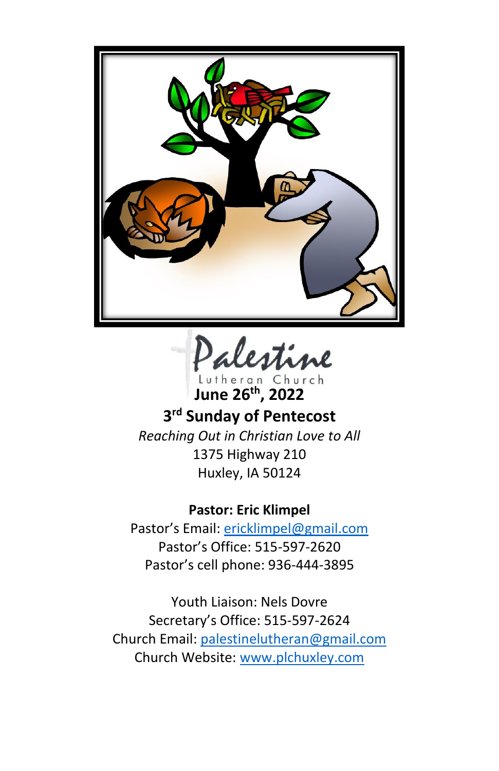# Palestine Lutheran Church

**June 26th, 2022**

**3rd Sunday of Pentecost**

*Reaching Out in Christian Love to All*

1375 Highway 210

Huxley, IA 50124

**Pastor: Eric Klimpel**

Pastor's Email: ericklimpel@gmail.com

Pastor's Office: 515-597-2620

Pastor's cell phone: 936-444-3895

Youth Liaison: Nels Dovre

Secretary's Office: 515-597-2624

Church Email: palestinelutheran@gmail.com

Church Website: www.plchuxley.com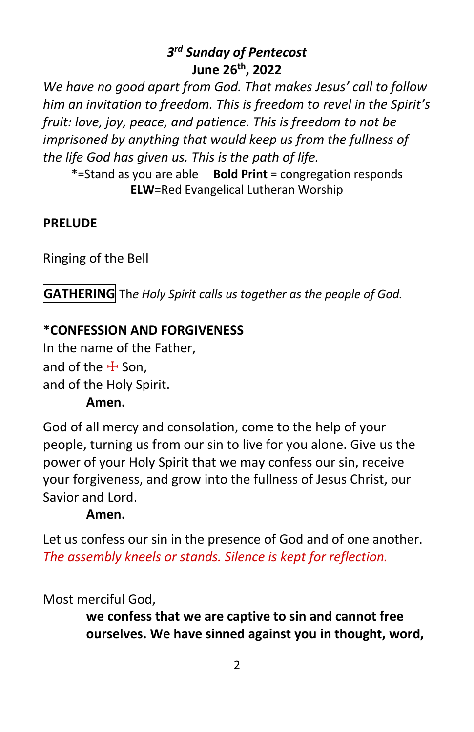### *3rd Sunday of Pentecost*
**June 26th, 2022**

*We have no good apart from God. That makes Jesus' call to follow him an invitation to freedom. This is freedom to revel in the Spirit's fruit: love, joy, peace, and patience. This is freedom to not be imprisoned by anything that would keep us from the fullness of the life God has given us. This is the path of life.*

*=Stand as you are able **Bold Print** = congregation responds
**ELW**=Red Evangelical Lutheran Worship

**PRELUDE**

Ringing of the Bell

**GATHERING** The *Holy Spirit calls us together as the people of God.*

**\*CONFESSION AND FORGIVENESS**

In the name of the Father,
and of the ☩ Son,
and of the Holy Spirit.

**Amen.**

God of all mercy and consolation, come to the help of your people, turning us from our sin to live for you alone. Give us the power of your Holy Spirit that we may confess our sin, receive your forgiveness, and grow into the fullness of Jesus Christ, our Savior and Lord.

**Amen.**

Let us confess our sin in the presence of God and of one another.
*The assembly kneels or stands. Silence is kept for reflection.*

Most merciful God,

**we confess that we are captive to sin and cannot free ourselves. We have sinned against you in thought, word,**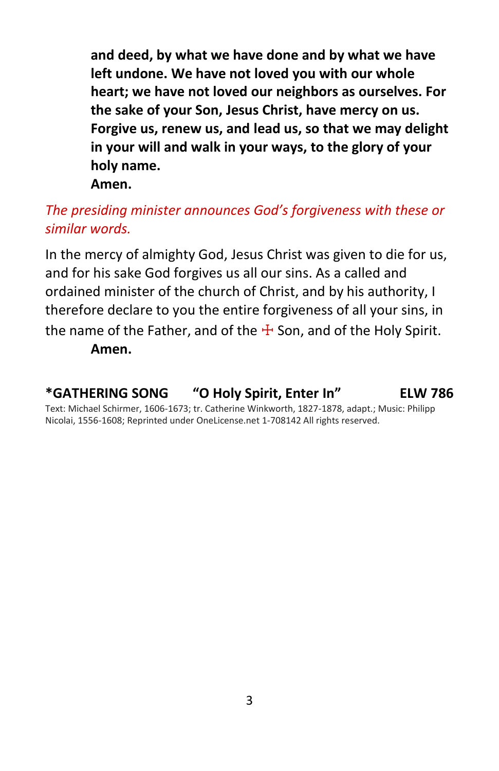**and deed, by what we have done and by what we have left undone. We have not loved you with our whole heart; we have not loved our neighbors as ourselves. For the sake of your Son, Jesus Christ, have mercy on us. Forgive us, renew us, and lead us, so that we may delight in your will and walk in your ways, to the glory of your holy name.**
**Amen.**

*The presiding minister announces God's forgiveness with these or similar words.*

In the mercy of almighty God, Jesus Christ was given to die for us, and for his sake God forgives us all our sins. As a called and ordained minister of the church of Christ, and by his authority, I therefore declare to you the entire forgiveness of all your sins, in the name of the Father, and of the ☩ Son, and of the Holy Spirit.
**Amen.**

**\*GATHERING SONG "O Holy Spirit, Enter In" ELW 786**

Text: Michael Schirmer, 1606-1673; tr. Catherine Winkworth, 1827-1878, adapt.; Music: Philipp Nicolai, 1556-1608; Reprinted under OneLicense.net 1-708142 All rights reserved.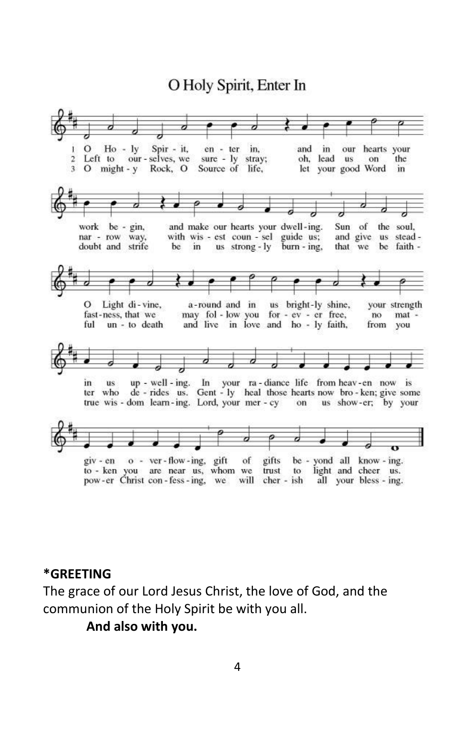# O Holy Spirit, Enter In

1 O Holy Spirit, enter in, and in our hearts your work begin, and make our hearts your dwelling. Sun of the soul, O Light divine, around and in us brightly shine, your strength in us upwelling. In your radiance life from heaven now is given overflowing, gift of gifts beyond all knowing.

2 Left to ourselves, we surely stray; oh, lead us on the narrow way, with wisest counsel guide us; and give us steadfastness, that we may follow you forever free, no matter who derides us. Gently heal those hearts now broken; give some token you are near us, whom we trust to light and cheer us.

3 O mighty Rock, O Source of life, let your good Word in doubt and strife be in us strongly burning, that we be faithful unto death and live in love and holy faith, from you true wisdom learning. Lord, your mercy on us shower; by your power Christ confessing, we will cherish all your blessing.

**\*GREETING**

The grace of our Lord Jesus Christ, the love of God, and the communion of the Holy Spirit be with you all.

**And also with you.**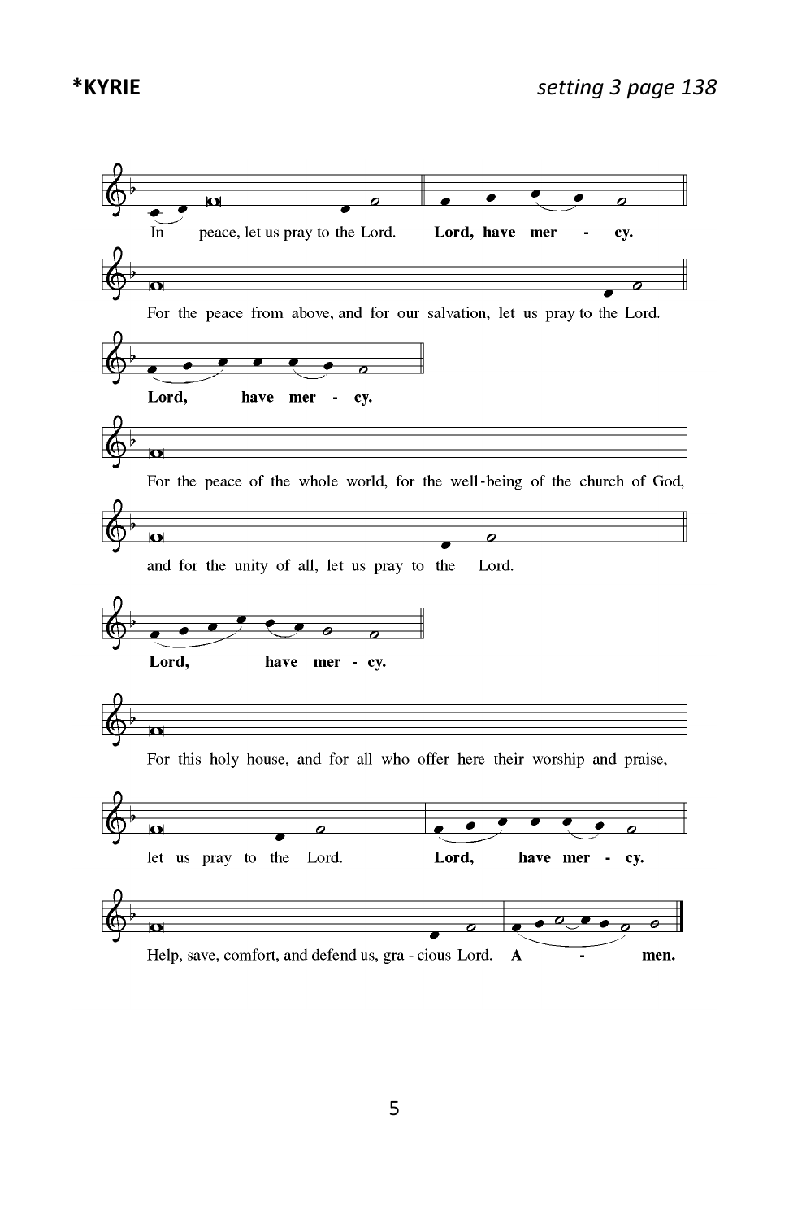**\*KYRIE** *setting 3 page 138*

In peace, let us pray to the Lord. **Lord, have mer - cy.**

For the peace from above, and for our salvation, let us pray to the Lord.

**Lord, have mer - cy.**

For the peace of the whole world, for the well-being of the church of God,

and for the unity of all, let us pray to the Lord.

**Lord, have mer - cy.**

For this holy house, and for all who offer here their worship and praise,

let us pray to the Lord. **Lord, have mer - cy.**

Help, save, comfort, and defend us, gra - cious Lord. **A - men.**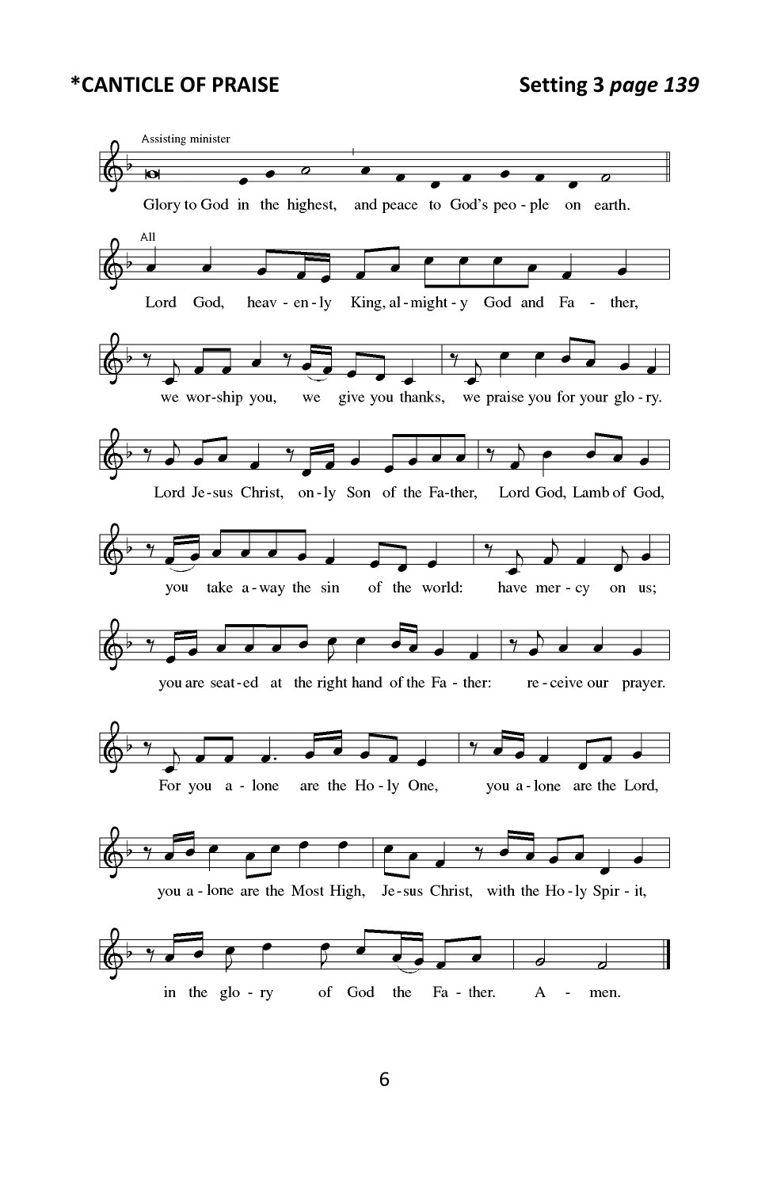**\*CANTICLE OF PRAISE** **Setting 3 *page 139***

Assisting minister

Glory to God in the highest, and peace to God's peo - ple on earth.

All

Lord God, heav - en - ly King, al - might - y God and Fa - ther,

we wor - ship you, we give you thanks, we praise you for your glo - ry.

Lord Je - sus Christ, on - ly Son of the Fa - ther, Lord God, Lamb of God,

you take a - way the sin of the world: have mer - cy on us;

you are seat - ed at the right hand of the Fa - ther: re - ceive our prayer.

For you a - lone are the Ho - ly One, you a - lone are the Lord,

you a - lone are the Most High, Je - sus Christ, with the Ho - ly Spir - it,

in the glo - ry of God the Fa - ther. A - men.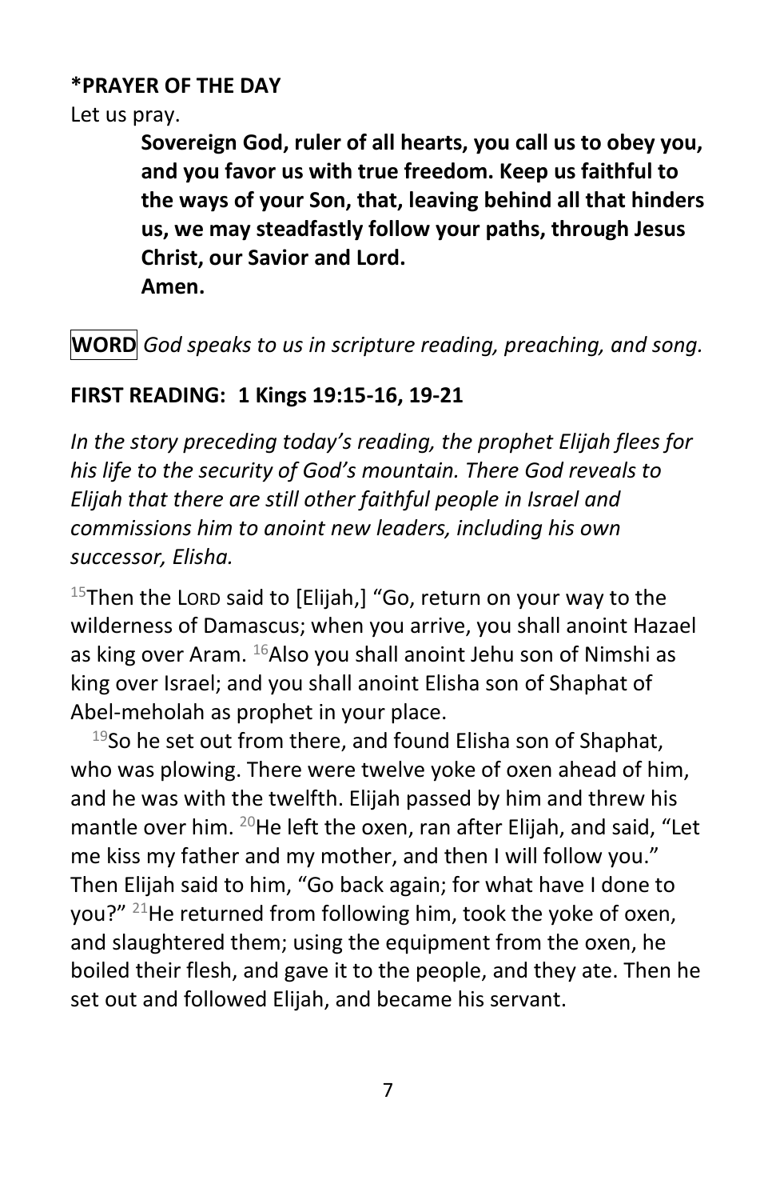**\*PRAYER OF THE DAY**

Let us pray.

> **Sovereign God, ruler of all hearts, you call us to obey you, and you favor us with true freedom. Keep us faithful to the ways of your Son, that, leaving behind all that hinders us, we may steadfastly follow your paths, through Jesus Christ, our Savior and Lord.**
> **Amen.**

**WORD** *God speaks to us in scripture reading, preaching, and song.*

**FIRST READING: 1 Kings 19:15-16, 19-21**

*In the story preceding today's reading, the prophet Elijah flees for his life to the security of God's mountain. There God reveals to Elijah that there are still other faithful people in Israel and commissions him to anoint new leaders, including his own successor, Elisha.*

[15]Then the LORD said to [Elijah,] "Go, return on your way to the wilderness of Damascus; when you arrive, you shall anoint Hazael as king over Aram. [16]Also you shall anoint Jehu son of Nimshi as king over Israel; and you shall anoint Elisha son of Shaphat of Abel-meholah as prophet in your place.

[19]So he set out from there, and found Elisha son of Shaphat, who was plowing. There were twelve yoke of oxen ahead of him, and he was with the twelfth. Elijah passed by him and threw his mantle over him. [20]He left the oxen, ran after Elijah, and said, "Let me kiss my father and my mother, and then I will follow you." Then Elijah said to him, "Go back again; for what have I done to you?" [21]He returned from following him, took the yoke of oxen, and slaughtered them; using the equipment from the oxen, he boiled their flesh, and gave it to the people, and they ate. Then he set out and followed Elijah, and became his servant.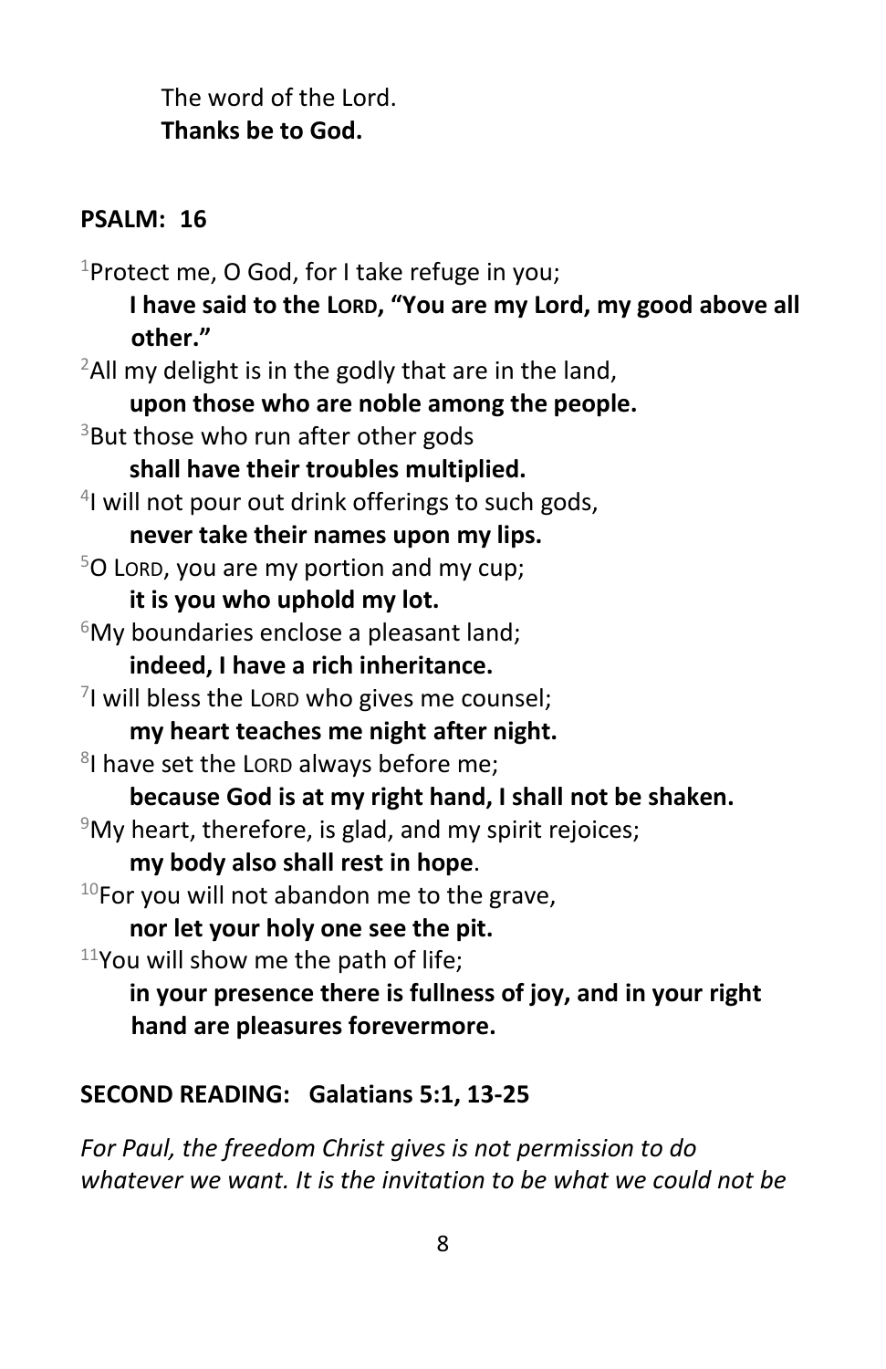The word of the Lord.
**Thanks be to God.**

**PSALM: 16**

[1]Protect me, O God, for I take refuge in you;
**I have said to the LORD, "You are my Lord, my good above all other."**
[2]All my delight is in the godly that are in the land,
**upon those who are noble among the people.**
[3]But those who run after other gods
**shall have their troubles multiplied.**
[4]I will not pour out drink offerings to such gods,
**never take their names upon my lips.**
[5]O LORD, you are my portion and my cup;
**it is you who uphold my lot.**
[6]My boundaries enclose a pleasant land;
**indeed, I have a rich inheritance.**
[7]I will bless the LORD who gives me counsel;
**my heart teaches me night after night.**
[8]I have set the LORD always before me;
**because God is at my right hand, I shall not be shaken.**
[9]My heart, therefore, is glad, and my spirit rejoices;
**my body also shall rest in hope**.
[10]For you will not abandon me to the grave,
**nor let your holy one see the pit.**
[11]You will show me the path of life;
**in your presence there is fullness of joy, and in your right hand are pleasures forevermore.**

**SECOND READING: Galatians 5:1, 13-25**

*For Paul, the freedom Christ gives is not permission to do whatever we want. It is the invitation to be what we could not be*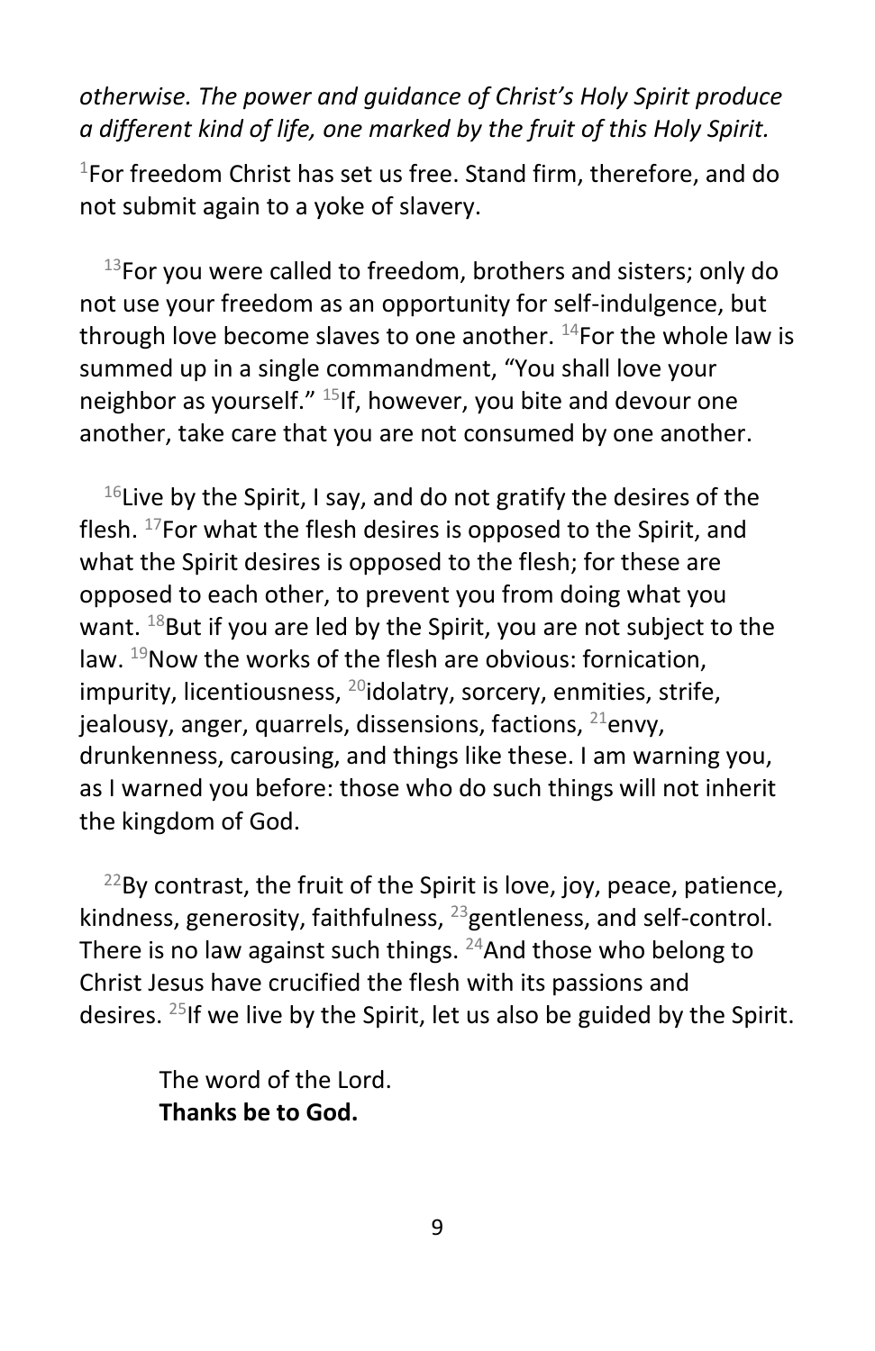*otherwise. The power and guidance of Christ's Holy Spirit produce a different kind of life, one marked by the fruit of this Holy Spirit.*

[1]For freedom Christ has set us free. Stand firm, therefore, and do not submit again to a yoke of slavery.

[13]For you were called to freedom, brothers and sisters; only do not use your freedom as an opportunity for self-indulgence, but through love become slaves to one another. [14]For the whole law is summed up in a single commandment, "You shall love your neighbor as yourself." [15]If, however, you bite and devour one another, take care that you are not consumed by one another.

[16]Live by the Spirit, I say, and do not gratify the desires of the flesh. [17]For what the flesh desires is opposed to the Spirit, and what the Spirit desires is opposed to the flesh; for these are opposed to each other, to prevent you from doing what you want. [18]But if you are led by the Spirit, you are not subject to the law. [19]Now the works of the flesh are obvious: fornication, impurity, licentiousness, [20]idolatry, sorcery, enmities, strife, jealousy, anger, quarrels, dissensions, factions, [21]envy, drunkenness, carousing, and things like these. I am warning you, as I warned you before: those who do such things will not inherit the kingdom of God.

[22]By contrast, the fruit of the Spirit is love, joy, peace, patience, kindness, generosity, faithfulness, [23]gentleness, and self-control. There is no law against such things. [24]And those who belong to Christ Jesus have crucified the flesh with its passions and desires. [25]If we live by the Spirit, let us also be guided by the Spirit.

The word of the Lord.
**Thanks be to God.**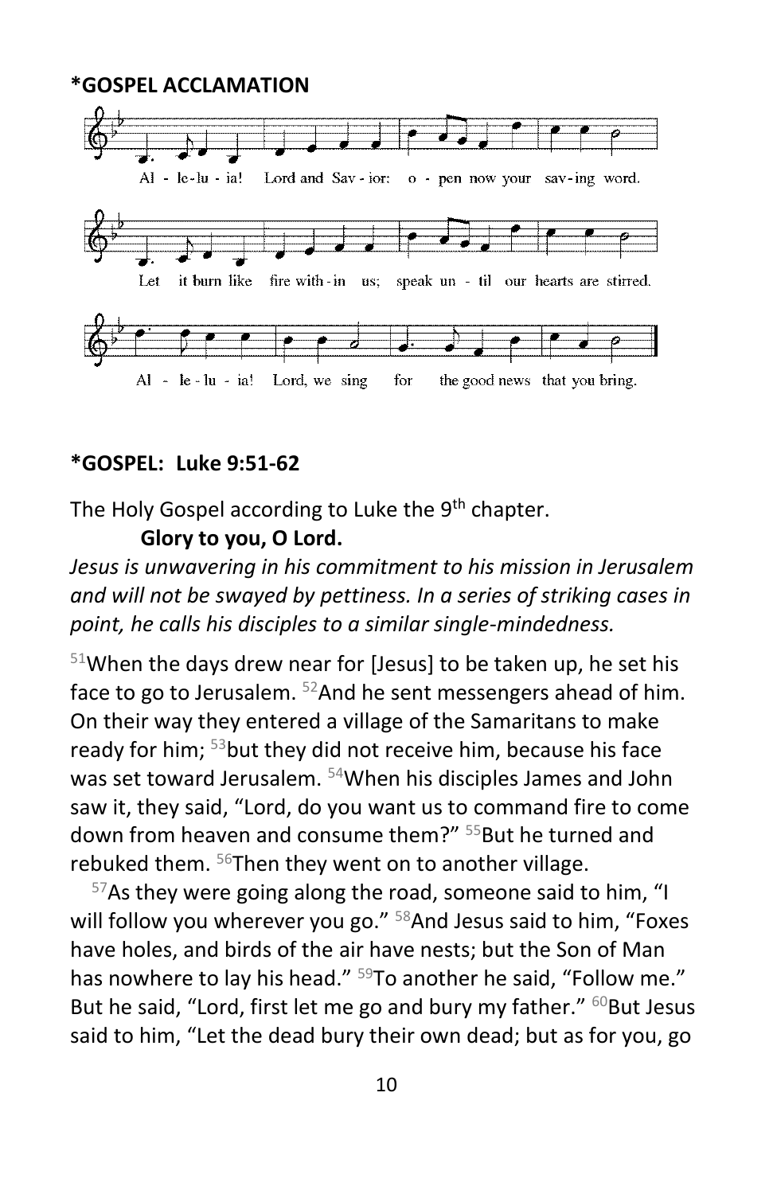**\*GOSPEL ACCLAMATION**

Alleluia! Lord and Savior: open now your saving word.
Let it burn like fire within us; speak until our hearts are stirred.
Alleluia! Lord, we sing for the good news that you bring.

**\*GOSPEL: Luke 9:51-62**

The Holy Gospel according to Luke the 9th chapter.

**Glory to you, O Lord.**

*Jesus is unwavering in his commitment to his mission in Jerusalem and will not be swayed by pettiness. In a series of striking cases in point, he calls his disciples to a similar single-mindedness.*

51When the days drew near for [Jesus] to be taken up, he set his face to go to Jerusalem. 52And he sent messengers ahead of him. On their way they entered a village of the Samaritans to make ready for him; 53but they did not receive him, because his face was set toward Jerusalem. 54When his disciples James and John saw it, they said, "Lord, do you want us to command fire to come down from heaven and consume them?" 55But he turned and rebuked them. 56Then they went on to another village.

57As they were going along the road, someone said to him, "I will follow you wherever you go." 58And Jesus said to him, "Foxes have holes, and birds of the air have nests; but the Son of Man has nowhere to lay his head." 59To another he said, "Follow me." But he said, "Lord, first let me go and bury my father." 60But Jesus said to him, "Let the dead bury their own dead; but as for you, go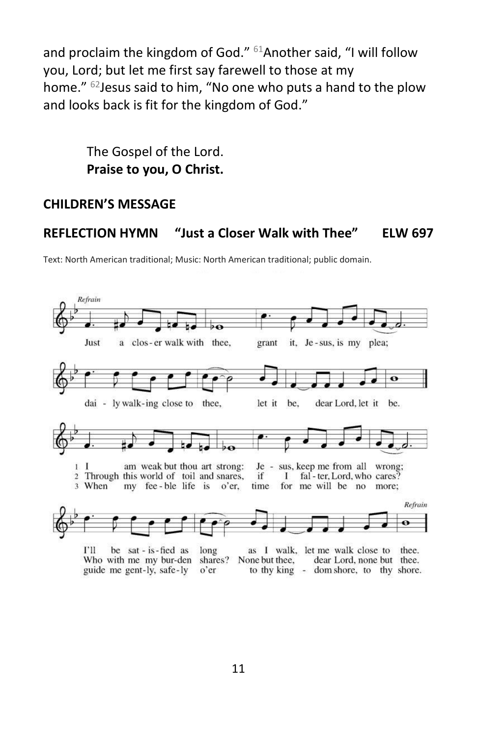and proclaim the kingdom of God." [61]Another said, "I will follow you, Lord; but let me first say farewell to those at my home." [62]Jesus said to him, "No one who puts a hand to the plow and looks back is fit for the kingdom of God."

The Gospel of the Lord.
**Praise to you, O Christ.**

**CHILDREN'S MESSAGE**

**REFLECTION HYMN "Just a Closer Walk with Thee" ELW 697**

Text: North American traditional; Music: North American traditional; public domain.

*Refrain*

Just a closer walk with thee, grant it, Jesus, is my plea;
daily walking close to thee, let it be, dear Lord, let it be.

1 I am weak but thou art strong: Jesus, keep me from all wrong;
I'll be satisfied as long as I walk, let me walk close to thee.

2 Through this world of toil and snares, if I falter, Lord, who cares?
Who with me my burden shares? None but thee, dear Lord, none but thee.

3 When my feeble life is o'er, time for me will be no more;
guide me gently, safely o'er to thy kingdom shore, to thy shore.

*Refrain*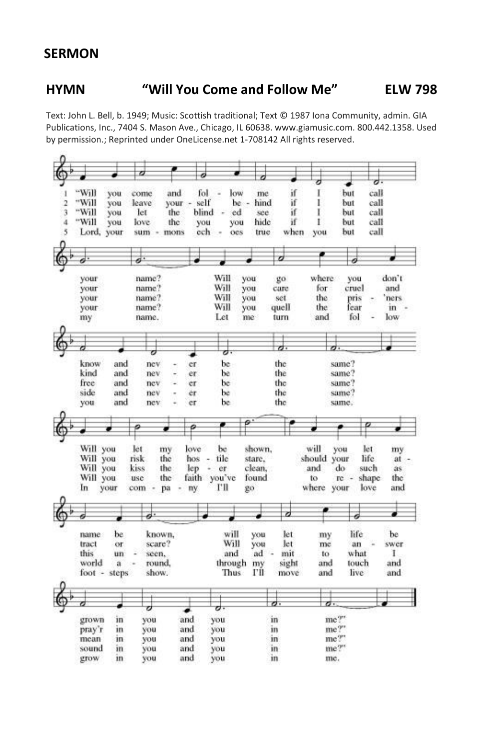## SERMON

## HYMN "Will You Come and Follow Me" ELW 798

Text: John L. Bell, b. 1949; Music: Scottish traditional; Text © 1987 Iona Community, admin. GIA Publications, Inc., 7404 S. Mason Ave., Chicago, IL 60638. www.giamusic.com. 800.442.1358. Used by permission.; Reprinted under OneLicense.net 1-708142 All rights reserved.

1 "Will you come and follow me if I but call your name? Will you go where you don't know and never be the same? Will you let my love be shown, will you let my name be known, will you let my life be grown in you and you in me?"

2 "Will you leave yourself behind if I but call your name? Will you care for cruel and kind and never be the same? Will you risk the hostile stare, should your life attract or scare? Will you let me answer pray'r in you and you in me?"

3 "Will you let the blinded see if I but call your name? Will you set the pris'ners free and never be the same? Will you kiss the leper clean, and do such as this unseen, and admit to what I mean in you and you in me?"

4 "Will you love the you you hide if I but call your name? Will you quell the fear inside and never be the same? Will you use the faith you've found to reshape the world around, through my sight and touch and sound in you and you in me?"

5 Lord, your summons echoes true when you but call my name. Let me turn and follow you and never be the same. In your company I'll go where your love and footsteps show. Thus I'll move and live and grow in you and you in me.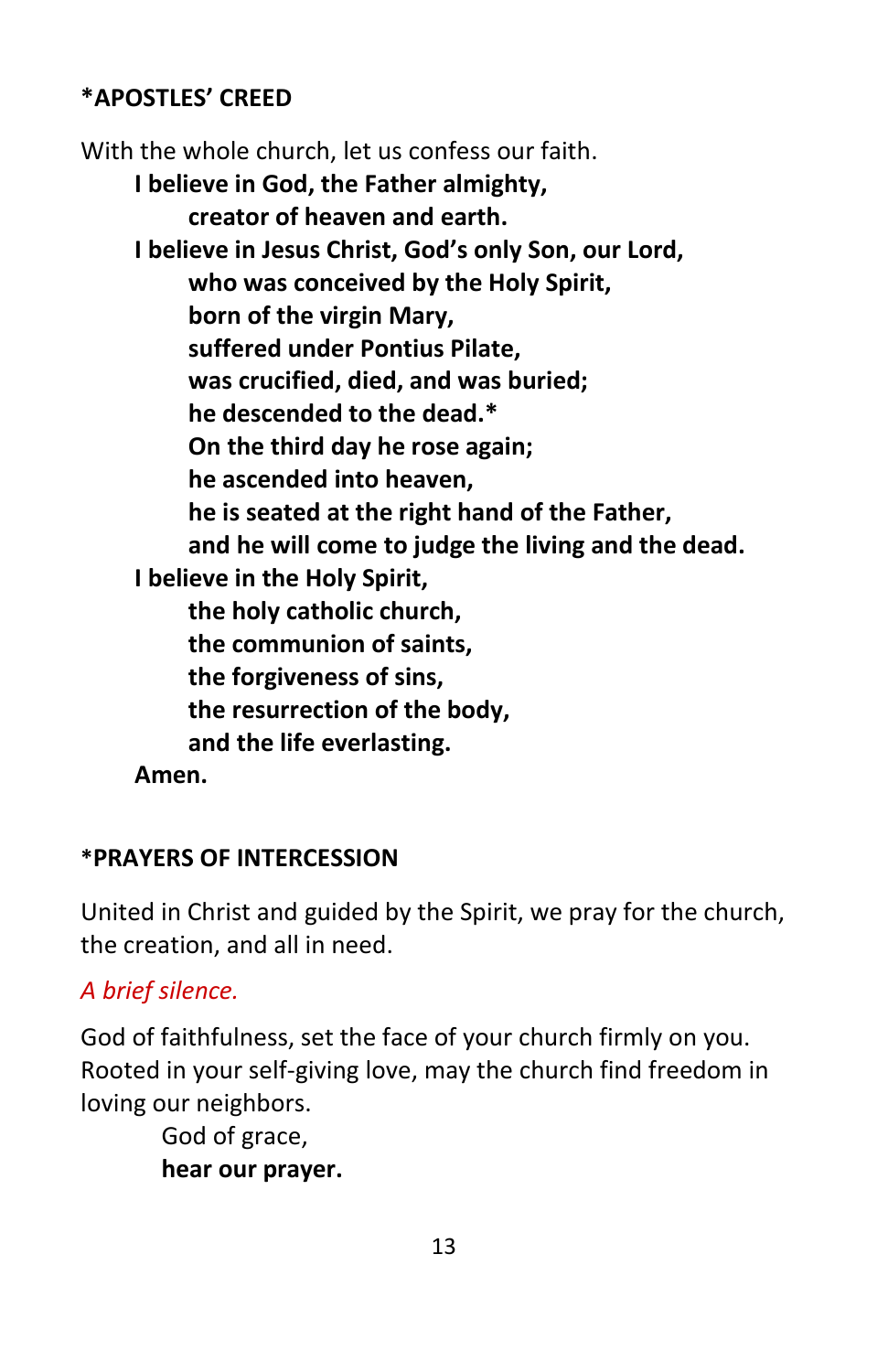## *APOSTLES' CREED

With the whole church, let us confess our faith.

**I believe in God, the Father almighty,**
**creator of heaven and earth.**
**I believe in Jesus Christ, God's only Son, our Lord,**
**who was conceived by the Holy Spirit,**
**born of the virgin Mary,**
**suffered under Pontius Pilate,**
**was crucified, died, and was buried;**
**he descended to the dead.***
**On the third day he rose again;**
**he ascended into heaven,**
**he is seated at the right hand of the Father,**
**and he will come to judge the living and the dead.**
**I believe in the Holy Spirit,**
**the holy catholic church,**
**the communion of saints,**
**the forgiveness of sins,**
**the resurrection of the body,**
**and the life everlasting.**
**Amen.**

## *PRAYERS OF INTERCESSION

United in Christ and guided by the Spirit, we pray for the church, the creation, and all in need.

*A brief silence.*

God of faithfulness, set the face of your church firmly on you. Rooted in your self-giving love, may the church find freedom in loving our neighbors.

God of grace,
**hear our prayer.**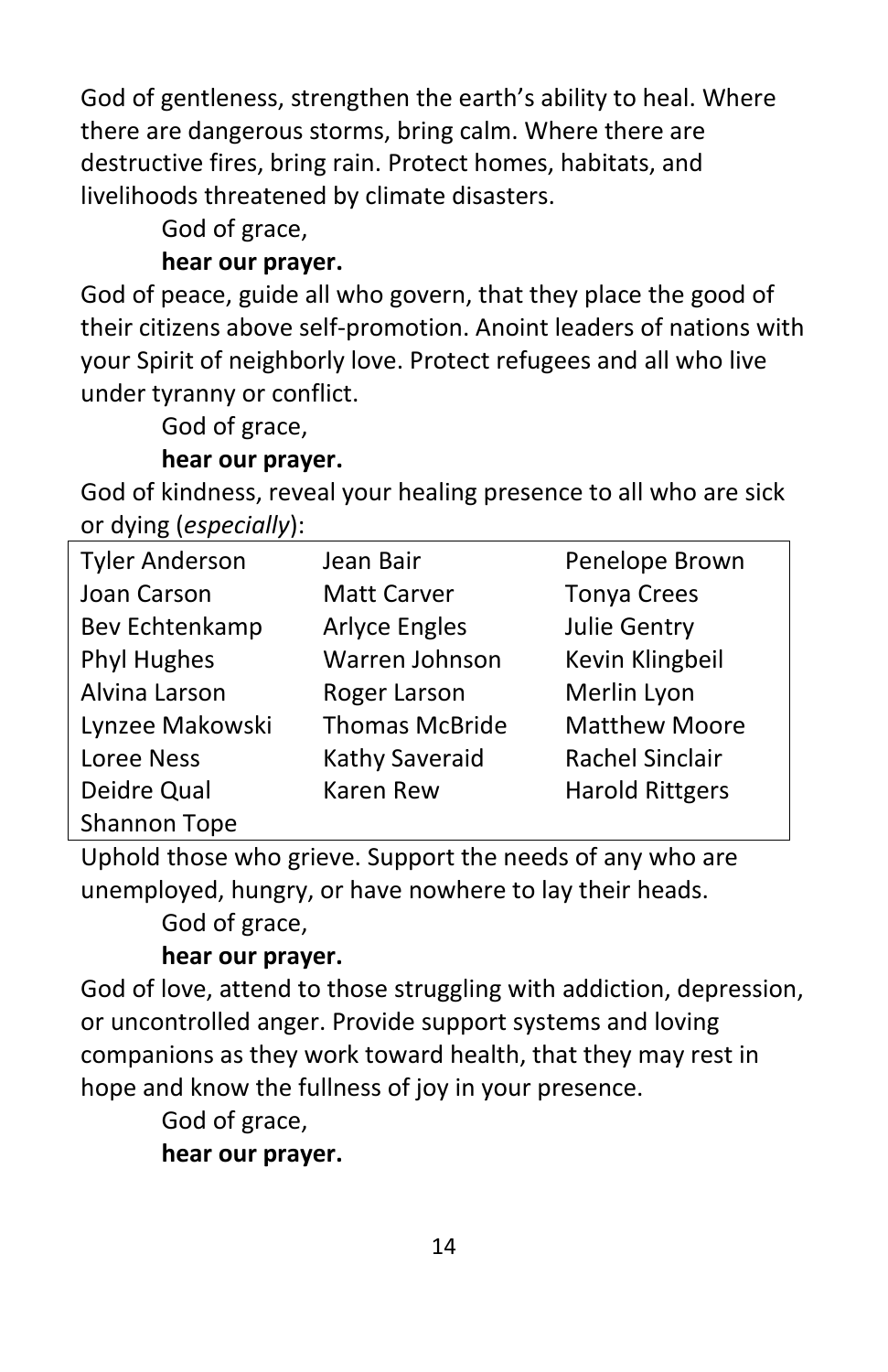God of gentleness, strengthen the earth's ability to heal. Where there are dangerous storms, bring calm. Where there are destructive fires, bring rain. Protect homes, habitats, and livelihoods threatened by climate disasters.

God of grace,

**hear our prayer.**

God of peace, guide all who govern, that they place the good of their citizens above self-promotion. Anoint leaders of nations with your Spirit of neighborly love. Protect refugees and all who live under tyranny or conflict.

God of grace,

**hear our prayer.**

God of kindness, reveal your healing presence to all who are sick or dying (*especially*):

| | | |
|---|---|---|
| Tyler Anderson | Jean Bair | Penelope Brown |
| Joan Carson | Matt Carver | Tonya Crees |
| Bev Echtenkamp | Arlyce Engles | Julie Gentry |
| Phyl Hughes | Warren Johnson | Kevin Klingbeil |
| Alvina Larson | Roger Larson | Merlin Lyon |
| Lynzee Makowski | Thomas McBride | Matthew Moore |
| Loree Ness | Kathy Saveraid | Rachel Sinclair |
| Deidre Qual | Karen Rew | Harold Rittgers |
| Shannon Tope | | |

Uphold those who grieve. Support the needs of any who are unemployed, hungry, or have nowhere to lay their heads.

God of grace,

**hear our prayer.**

God of love, attend to those struggling with addiction, depression, or uncontrolled anger. Provide support systems and loving companions as they work toward health, that they may rest in hope and know the fullness of joy in your presence.

God of grace,

**hear our prayer.**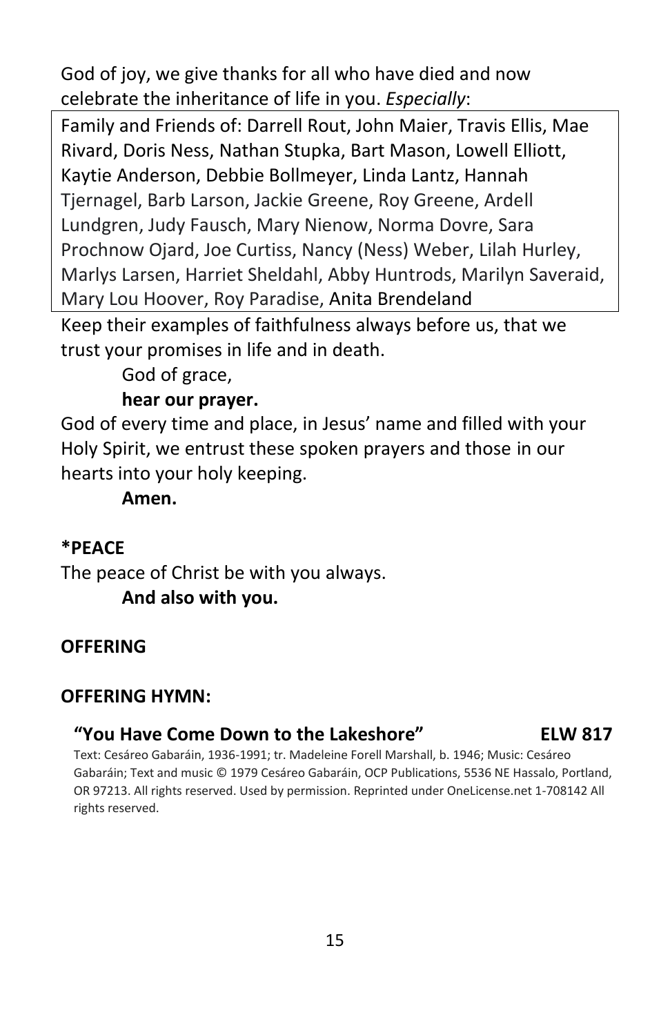God of joy, we give thanks for all who have died and now celebrate the inheritance of life in you. *Especially*:

Family and Friends of: Darrell Rout, John Maier, Travis Ellis, Mae Rivard, Doris Ness, Nathan Stupka, Bart Mason, Lowell Elliott, Kaytie Anderson, Debbie Bollmeyer, Linda Lantz, Hannah Tjernagel, Barb Larson, Jackie Greene, Roy Greene, Ardell Lundgren, Judy Fausch, Mary Nienow, Norma Dovre, Sara Prochnow Ojard, Joe Curtiss, Nancy (Ness) Weber, Lilah Hurley, Marlys Larsen, Harriet Sheldahl, Abby Huntrods, Marilyn Saveraid, Mary Lou Hoover, Roy Paradise, Anita Brendeland

Keep their examples of faithfulness always before us, that we trust your promises in life and in death.

God of grace,
**hear our prayer.**

God of every time and place, in Jesus' name and filled with your Holy Spirit, we entrust these spoken prayers and those in our hearts into your holy keeping.

**Amen.**

**\*PEACE**

The peace of Christ be with you always.
**And also with you.**

**OFFERING**

**OFFERING HYMN:**

**"You Have Come Down to the Lakeshore" ELW 817**

Text: Cesáreo Gabaráin, 1936-1991; tr. Madeleine Forell Marshall, b. 1946; Music: Cesáreo Gabaráin; Text and music © 1979 Cesáreo Gabaráin, OCP Publications, 5536 NE Hassalo, Portland, OR 97213. All rights reserved. Used by permission. Reprinted under OneLicense.net 1-708142 All rights reserved.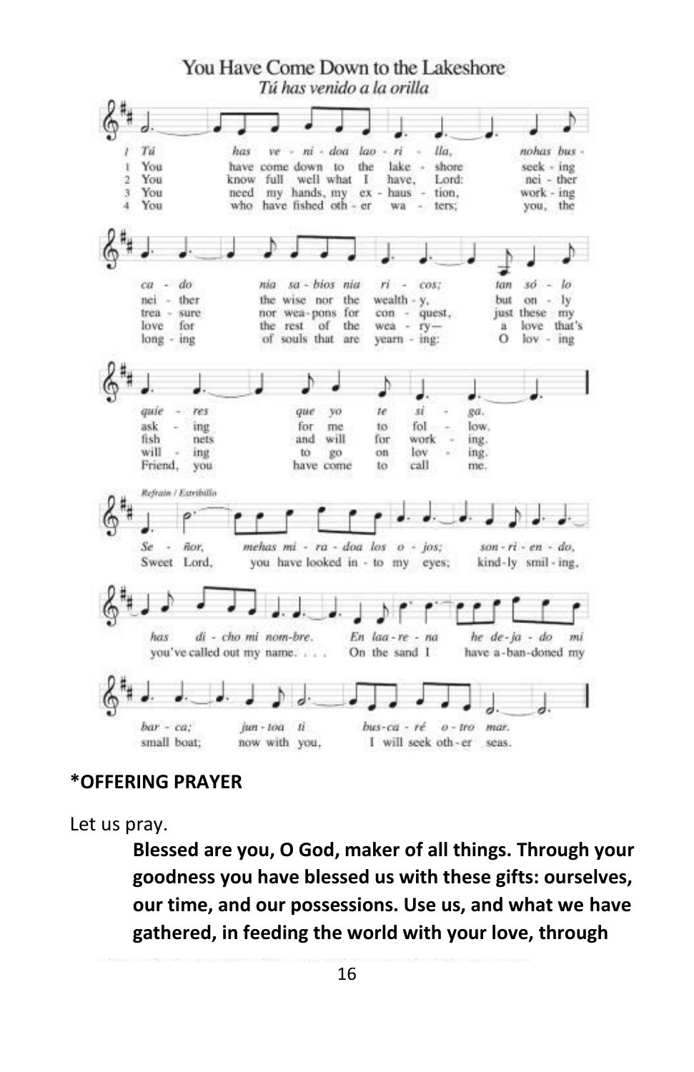## You Have Come Down to the Lakeshore

*Tú has venido a la orilla*

1 *Tú has venido a la orilla, no has buscado ni a sabios ni a ricos; tan sólo quieres que yo te siga.*

1 You have come down to the lakeshore seeking neither the wise nor the wealthy, but only asking for me to follow.

2 You know full well what I have, Lord: neither treasure nor weapons for conquest, just these my fish nets and will for working.

3 You need my hands, my exhaustion, working love for the rest of the weary— a love that's willing to go on loving.

4 You who have fished other waters; you, the longing of souls that are yearning: O loving Friend, you have come to call me.

*Refrain / Estribillo*

*Señor, me has mirado a los ojos; sonriendo, has dicho mi nombre. En la arena he dejado mi barca; junto a ti buscaré otro mar.*

Sweet Lord, you have looked into my eyes; kindly smiling, you've called out my name. . . . On the sand I have abandoned my small boat; now with you, I will seek other seas.

**\*OFFERING PRAYER**

Let us pray.

> **Blessed are you, O God, maker of all things. Through your goodness you have blessed us with these gifts: ourselves, our time, and our possessions. Use us, and what we have gathered, in feeding the world with your love, through**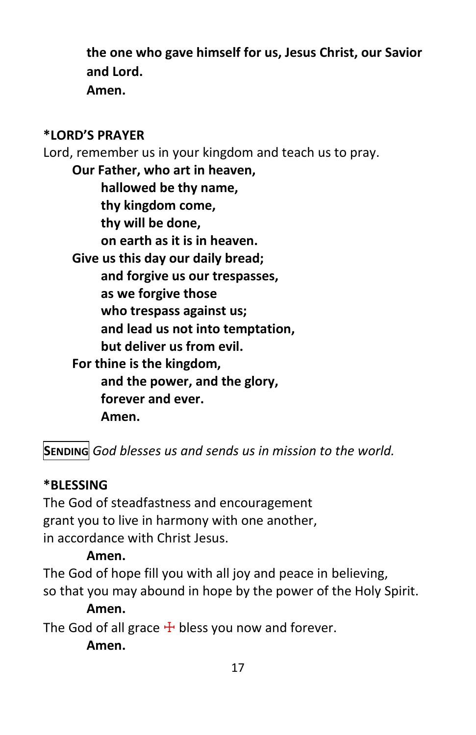**the one who gave himself for us, Jesus Christ, our Savior and Lord.**
**Amen.**

**\*LORD'S PRAYER**

Lord, remember us in your kingdom and teach us to pray.

**Our Father, who art in heaven,**
**hallowed be thy name,**
**thy kingdom come,**
**thy will be done,**
**on earth as it is in heaven.**
**Give us this day our daily bread;**
**and forgive us our trespasses,**
**as we forgive those**
**who trespass against us;**
**and lead us not into temptation,**
**but deliver us from evil.**
**For thine is the kingdom,**
**and the power, and the glory,**
**forever and ever.**
**Amen.**

**SENDING** *God blesses us and sends us in mission to the world.*

**\*BLESSING**

The God of steadfastness and encouragement
grant you to live in harmony with one another,
in accordance with Christ Jesus.
**Amen.**
The God of hope fill you with all joy and peace in believing,
so that you may abound in hope by the power of the Holy Spirit.
**Amen.**
The God of all grace ☩ bless you now and forever.
**Amen.**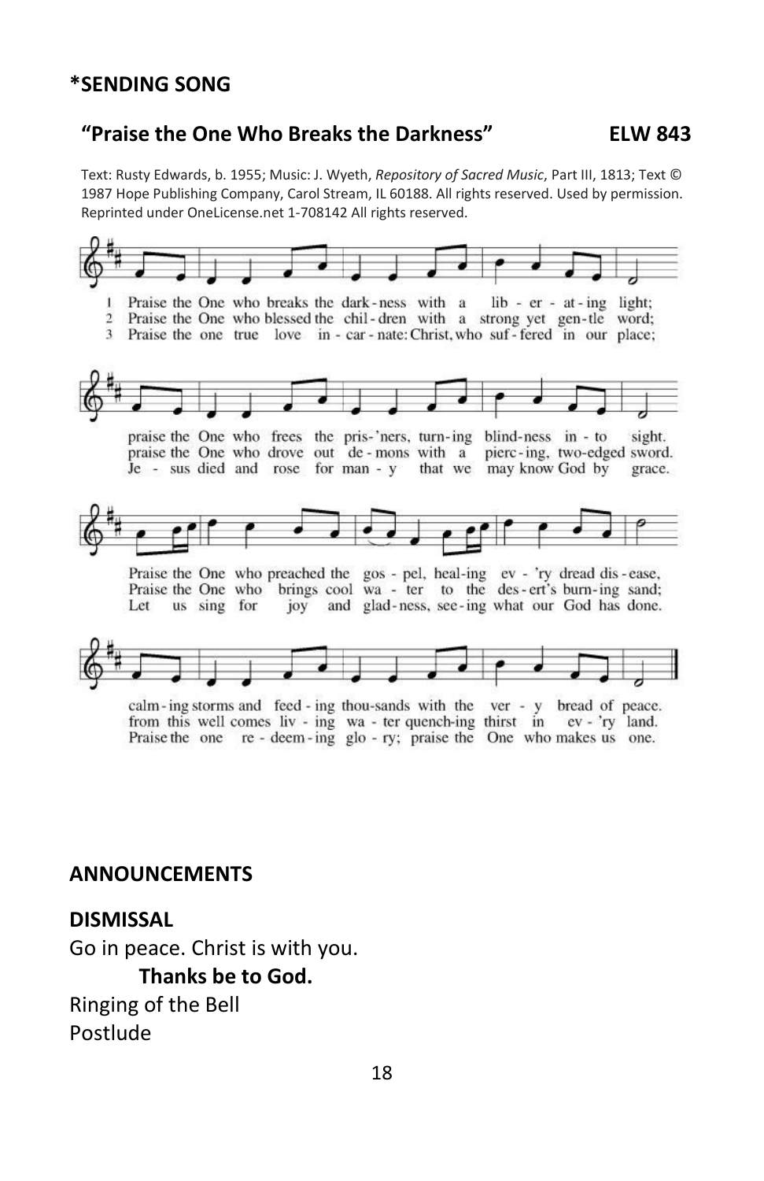## *SENDING SONG

### "Praise the One Who Breaks the Darkness" ELW 843

Text: Rusty Edwards, b. 1955; Music: J. Wyeth, *Repository of Sacred Music*, Part III, 1813; Text © 1987 Hope Publishing Company, Carol Stream, IL 60188. All rights reserved. Used by permission. Reprinted under OneLicense.net 1-708142 All rights reserved.

1 Praise the One who breaks the dark-ness with a lib-er-at-ing light;
praise the One who frees the pris-'ners, turn-ing blind-ness in-to sight.
Praise the One who preached the gos-pel, heal-ing ev-'ry dread dis-ease,
calm-ing storms and feed-ing thou-sands with the ver-y bread of peace.

2 Praise the One who blessed the chil-dren with a strong yet gen-tle word;
praise the One who drove out de-mons with a pierc-ing, two-edged sword.
Praise the One who brings cool wa-ter to the des-ert's burn-ing sand;
from this well comes liv-ing wa-ter quench-ing thirst in ev-'ry land.

3 Praise the one true love in-car-nate: Christ, who suf-fered in our place;
Je-sus died and rose for man-y that we may know God by grace.
Let us sing for joy and glad-ness, see-ing what our God has done.
Praise the one re-deem-ing glo-ry; praise the One who makes us one.

## ANNOUNCEMENTS

## DISMISSAL

Go in peace. Christ is with you.

**Thanks be to God.**

Ringing of the Bell

Postlude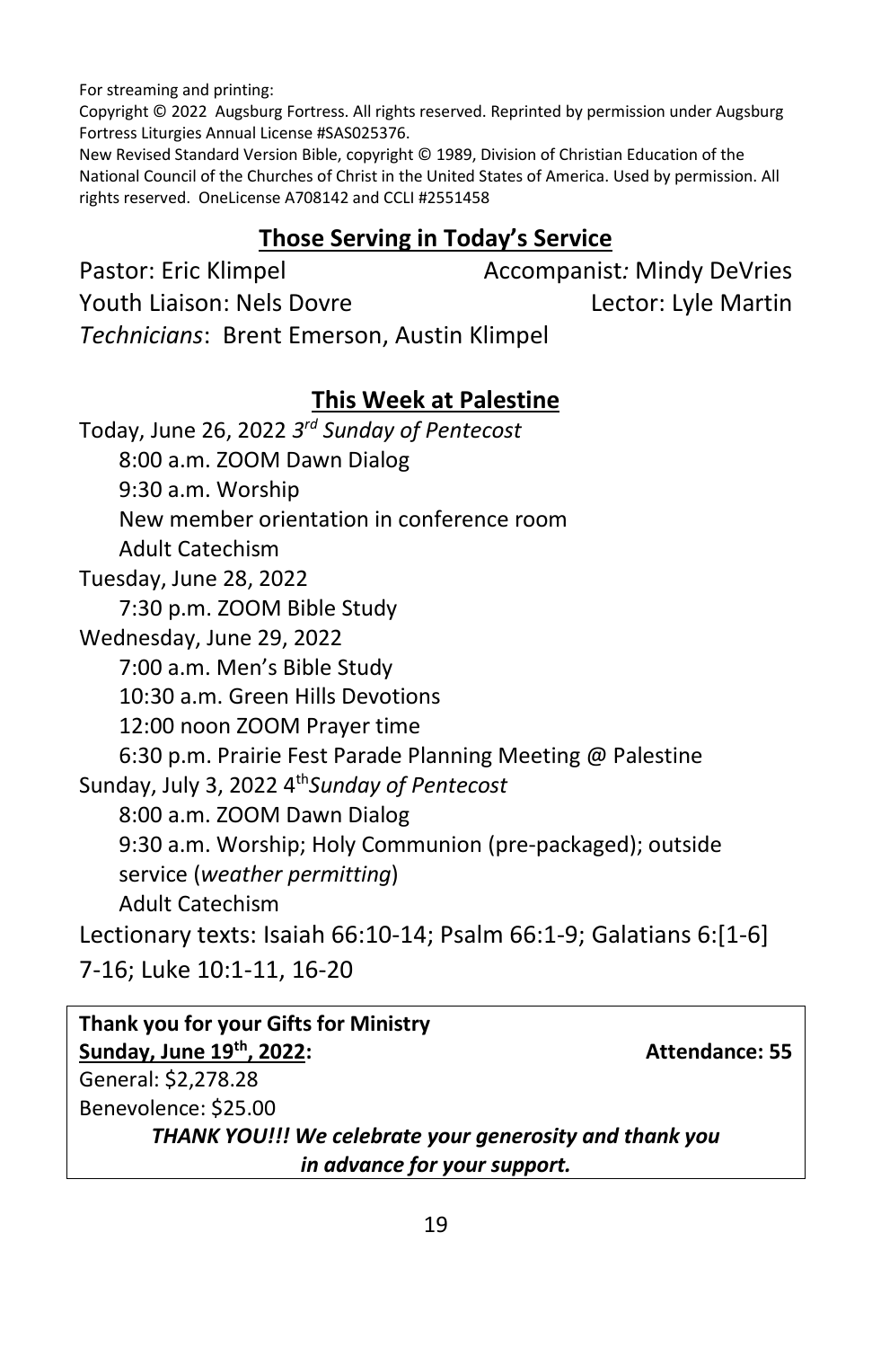For streaming and printing:
Copyright © 2022 Augsburg Fortress. All rights reserved. Reprinted by permission under Augsburg Fortress Liturgies Annual License #SAS025376.
New Revised Standard Version Bible, copyright © 1989, Division of Christian Education of the National Council of the Churches of Christ in the United States of America. Used by permission. All rights reserved. OneLicense A708142 and CCLI #2551458

## Those Serving in Today's Service

Pastor: Eric Klimpel
Accompanist: Mindy DeVries
Youth Liaison: Nels Dovre
Lector: Lyle Martin
*Technicians*: Brent Emerson, Austin Klimpel

## This Week at Palestine

Today, June 26, 2022 *3rd Sunday of Pentecost*
- 8:00 a.m. ZOOM Dawn Dialog
- 9:30 a.m. Worship
- New member orientation in conference room
- Adult Catechism

Tuesday, June 28, 2022
- 7:30 p.m. ZOOM Bible Study

Wednesday, June 29, 2022
- 7:00 a.m. Men's Bible Study
- 10:30 a.m. Green Hills Devotions
- 12:00 noon ZOOM Prayer time
- 6:30 p.m. Prairie Fest Parade Planning Meeting @ Palestine

Sunday, July 3, 2022 4th *Sunday of Pentecost*
- 8:00 a.m. ZOOM Dawn Dialog
- 9:30 a.m. Worship; Holy Communion (pre-packaged); outside service (*weather permitting*)
- Adult Catechism

Lectionary texts: Isaiah 66:10-14; Psalm 66:1-9; Galatians 6:[1-6] 7-16; Luke 10:1-11, 16-20

**Thank you for your Gifts for Ministry**
**Sunday, June 19th, 2022:** **Attendance: 55**
General: $2,278.28
Benevolence: $25.00
***THANK YOU!!! We celebrate your generosity and thank you in advance for your support.***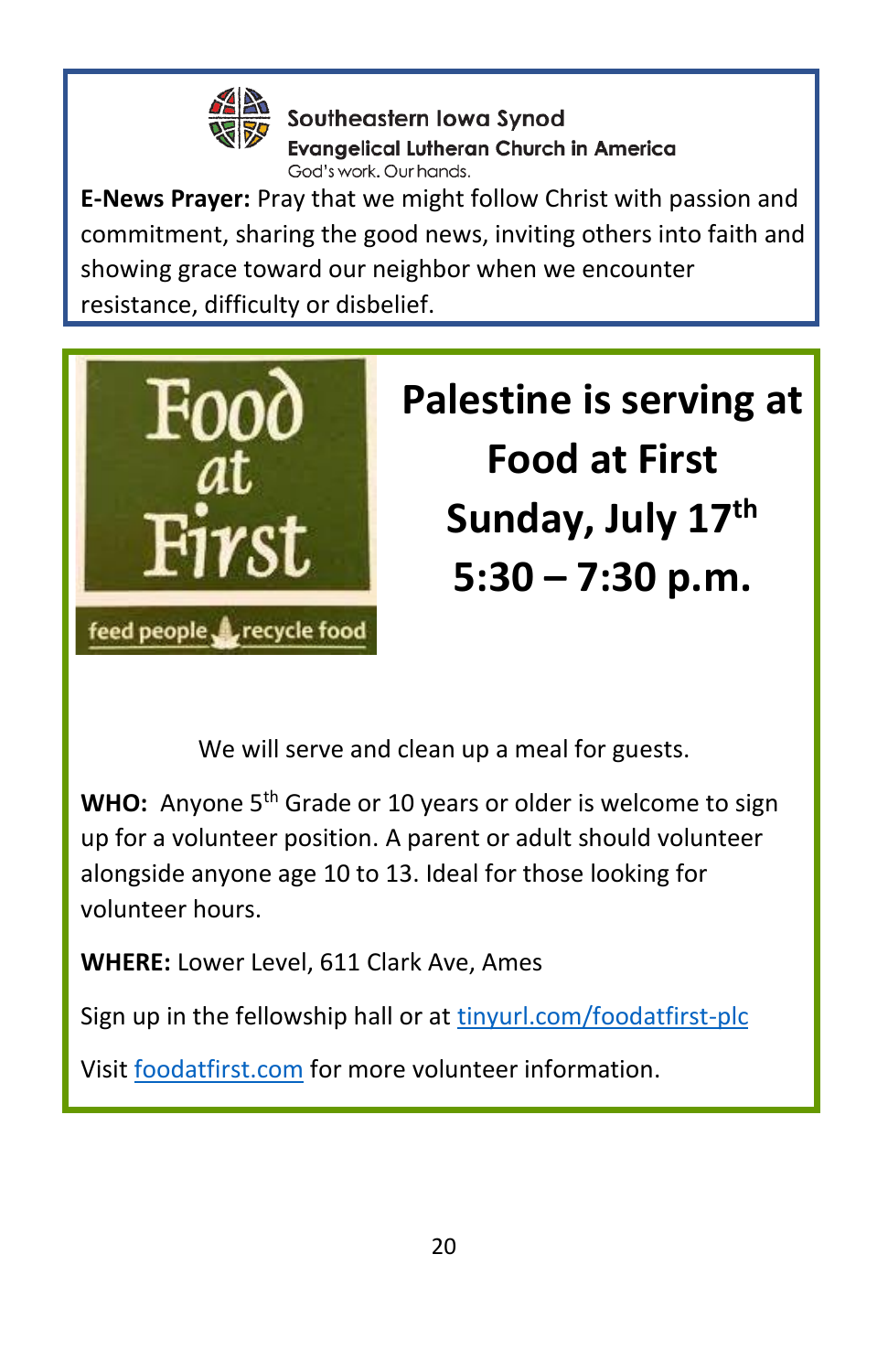Southeastern Iowa Synod
Evangelical Lutheran Church in America
God's work. Our hands.

**E-News Prayer:** Pray that we might follow Christ with passion and commitment, sharing the good news, inviting others into faith and showing grace toward our neighbor when we encounter resistance, difficulty or disbelief.

Food at First
feed people recycle food

# Palestine is serving at Food at First Sunday, July 17th 5:30 – 7:30 p.m.

We will serve and clean up a meal for guests.

**WHO:** Anyone 5th Grade or 10 years or older is welcome to sign up for a volunteer position. A parent or adult should volunteer alongside anyone age 10 to 13. Ideal for those looking for volunteer hours.

**WHERE:** Lower Level, 611 Clark Ave, Ames

Sign up in the fellowship hall or at tinyurl.com/foodatfirst-plc

Visit foodatfirst.com for more volunteer information.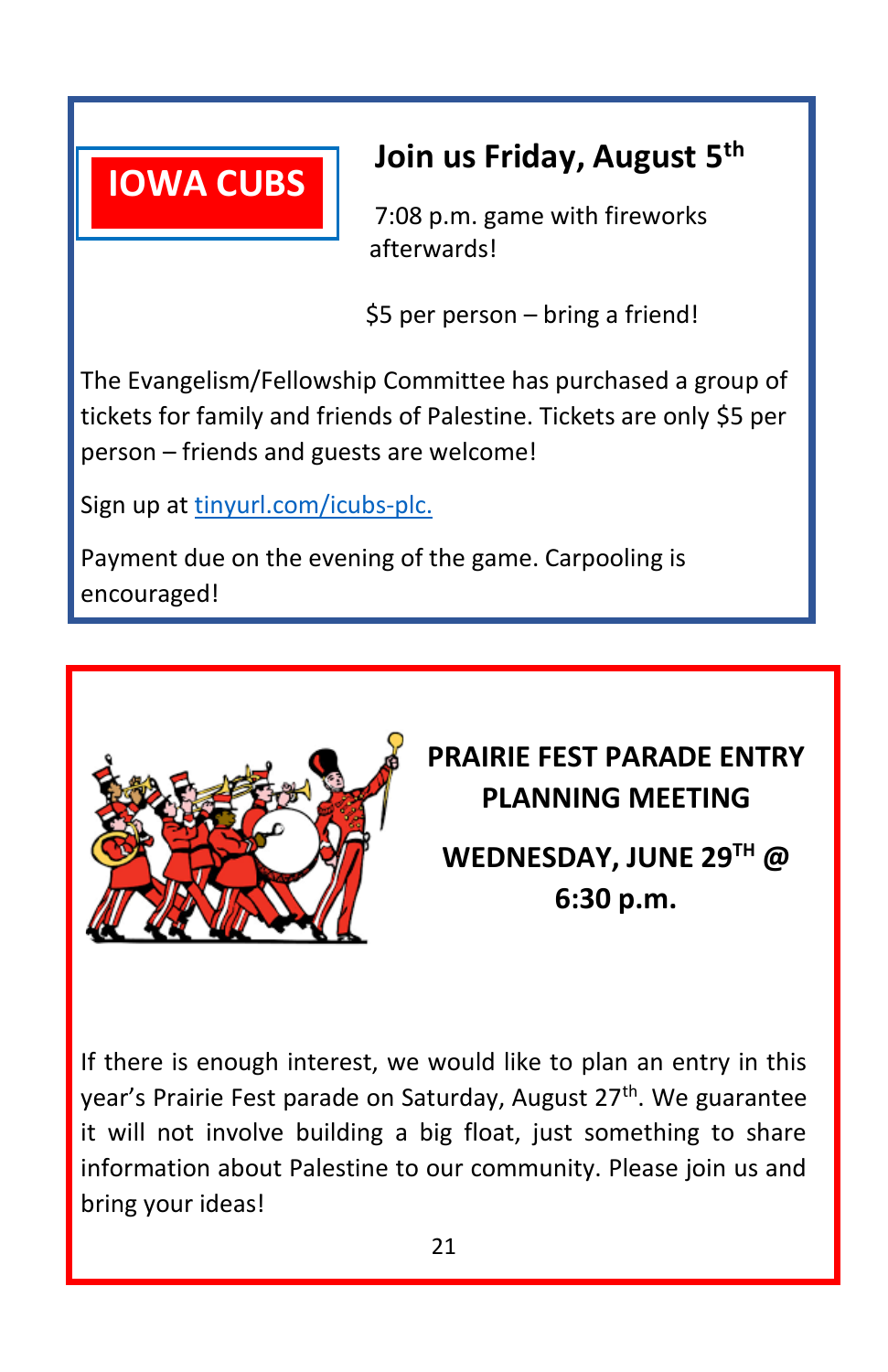## IOWA CUBS

### Join us Friday, August 5th

7:08 p.m. game with fireworks afterwards!

$5 per person – bring a friend!

The Evangelism/Fellowship Committee has purchased a group of tickets for family and friends of Palestine. Tickets are only $5 per person – friends and guests are welcome!

Sign up at [tinyurl.com/icubs-plc.](tinyurl.com/icubs-plc)

Payment due on the evening of the game. Carpooling is encouraged!

## PRAIRIE FEST PARADE ENTRY PLANNING MEETING

**WEDNESDAY, JUNE 29TH @ 6:30 p.m.**

If there is enough interest, we would like to plan an entry in this year's Prairie Fest parade on Saturday, August 27th. We guarantee it will not involve building a big float, just something to share information about Palestine to our community. Please join us and bring your ideas!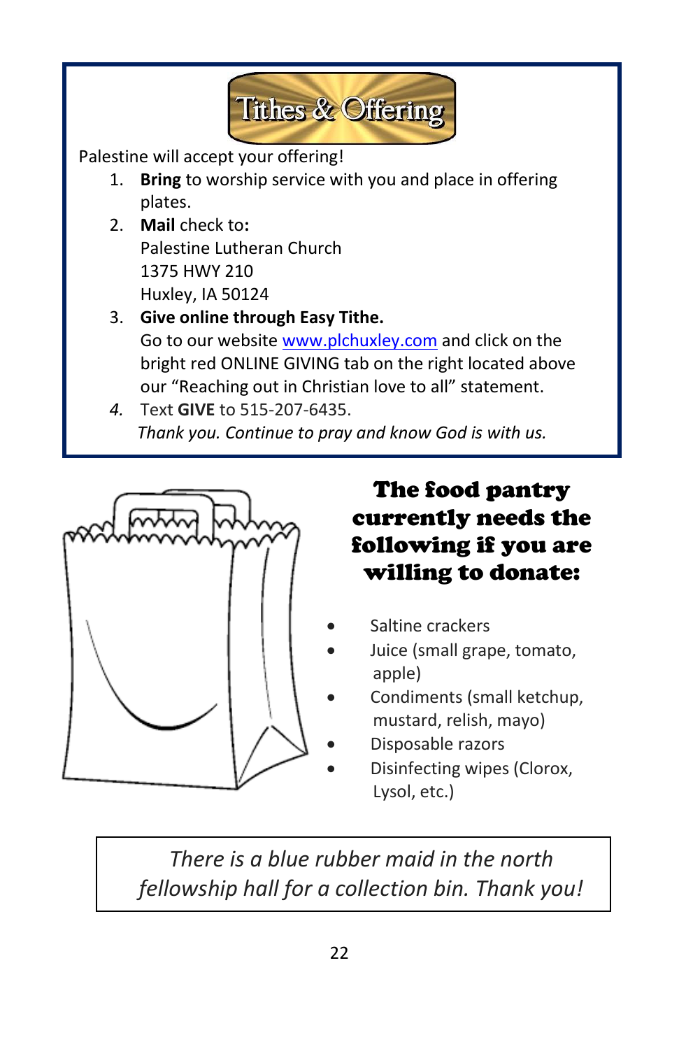## Tithes & Offering

Palestine will accept your offering!

1. **Bring** to worship service with you and place in offering plates.
2. **Mail** check to**:**
   Palestine Lutheran Church
   1375 HWY 210
   Huxley, IA 50124
3. **Give online through Easy Tithe.**
   Go to our website www.plchuxley.com and click on the bright red ONLINE GIVING tab on the right located above our "Reaching out in Christian love to all" statement.
4. Text **GIVE** to 515-207-6435.

*Thank you. Continue to pray and know God is with us.*

## The food pantry currently needs the following if you are willing to donate:

- Saltine crackers
- Juice (small grape, tomato, apple)
- Condiments (small ketchup, mustard, relish, mayo)
- Disposable razors
- Disinfecting wipes (Clorox, Lysol, etc.)

*There is a blue rubber maid in the north fellowship hall for a collection bin. Thank you!*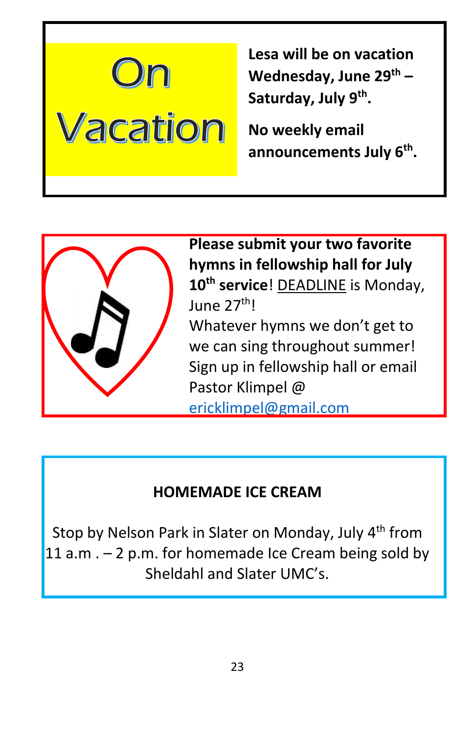# On Vacation

**Lesa will be on vacation Wednesday, June 29th – Saturday, July 9th.**

**No weekly email announcements July 6th.**

**Please submit your two favorite hymns in fellowship hall for July 10th service**! DEADLINE is Monday, June 27th!
Whatever hymns we don't get to we can sing throughout summer! Sign up in fellowship hall or email Pastor Klimpel @ ericklimpel@gmail.com

**HOMEMADE ICE CREAM**

Stop by Nelson Park in Slater on Monday, July 4th from 11 a.m . – 2 p.m. for homemade Ice Cream being sold by Sheldahl and Slater UMC's.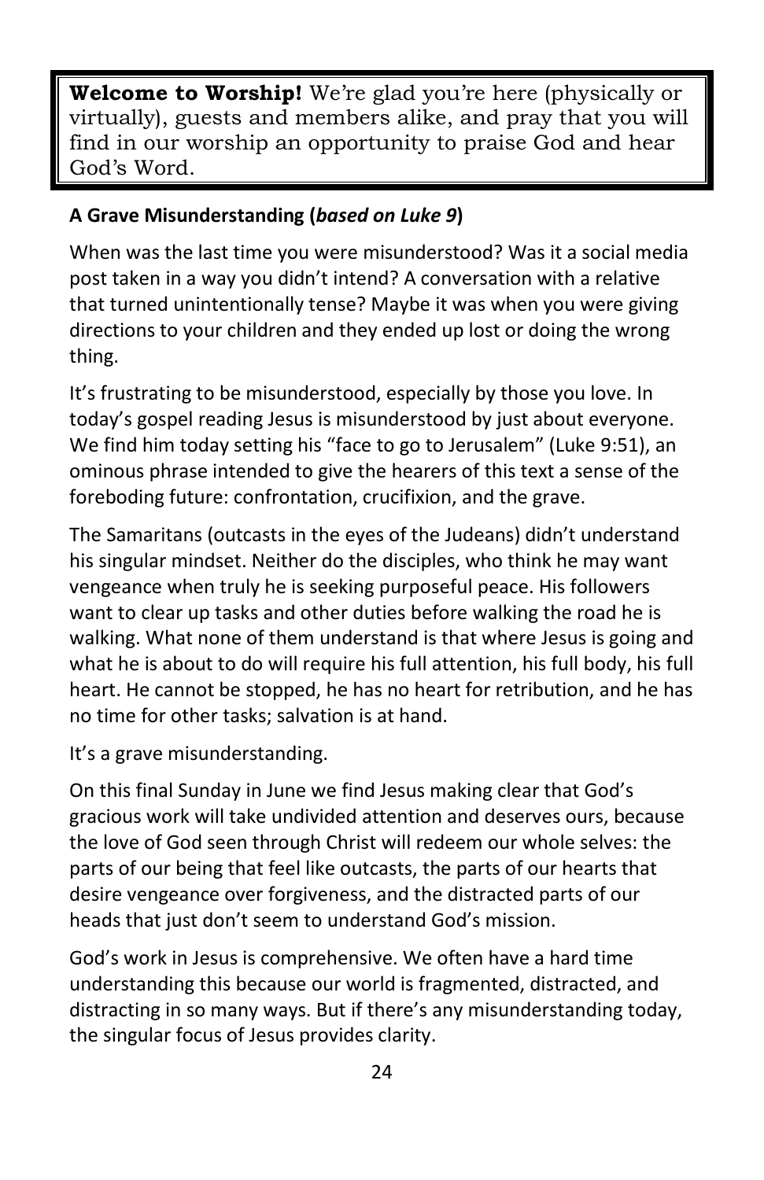**Welcome to Worship!** We're glad you're here (physically or virtually), guests and members alike, and pray that you will find in our worship an opportunity to praise God and hear God's Word.

**A Grave Misunderstanding (*based on Luke 9*)**

When was the last time you were misunderstood? Was it a social media post taken in a way you didn't intend? A conversation with a relative that turned unintentionally tense? Maybe it was when you were giving directions to your children and they ended up lost or doing the wrong thing.

It's frustrating to be misunderstood, especially by those you love. In today's gospel reading Jesus is misunderstood by just about everyone. We find him today setting his "face to go to Jerusalem" (Luke 9:51), an ominous phrase intended to give the hearers of this text a sense of the foreboding future: confrontation, crucifixion, and the grave.

The Samaritans (outcasts in the eyes of the Judeans) didn't understand his singular mindset. Neither do the disciples, who think he may want vengeance when truly he is seeking purposeful peace. His followers want to clear up tasks and other duties before walking the road he is walking. What none of them understand is that where Jesus is going and what he is about to do will require his full attention, his full body, his full heart. He cannot be stopped, he has no heart for retribution, and he has no time for other tasks; salvation is at hand.

It's a grave misunderstanding.

On this final Sunday in June we find Jesus making clear that God's gracious work will take undivided attention and deserves ours, because the love of God seen through Christ will redeem our whole selves: the parts of our being that feel like outcasts, the parts of our hearts that desire vengeance over forgiveness, and the distracted parts of our heads that just don't seem to understand God's mission.

God's work in Jesus is comprehensive. We often have a hard time understanding this because our world is fragmented, distracted, and distracting in so many ways. But if there's any misunderstanding today, the singular focus of Jesus provides clarity.